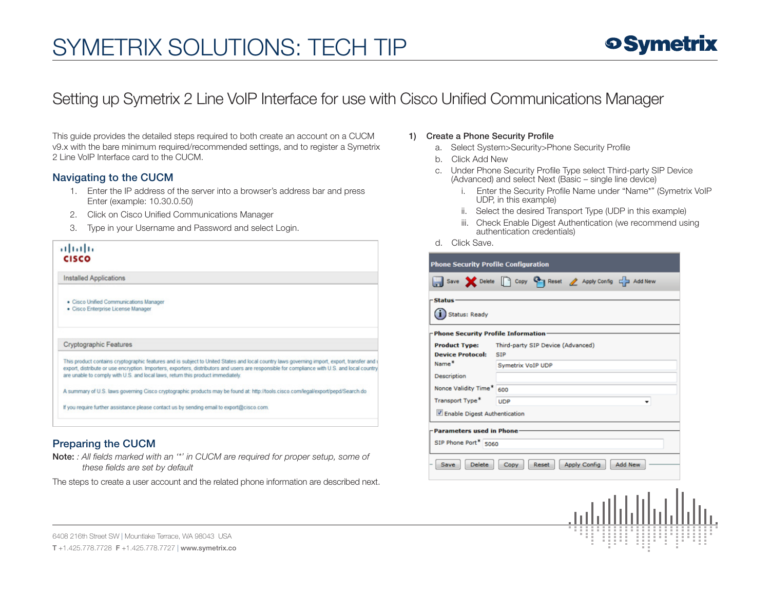# SYMETRIX SOLUTIONS: TECH TIP

## Setting up Symetrix 2 Line VoIP Interface for use with Cisco Unified Communications Manager

This guide provides the detailed steps required to both create an account on a CUCM v9.x with the bare minimum required/recommended settings, and to register a Symetrix 2 Line VoIP Interface card to the CUCM.

### Navigating to the CUCM

1. Enter the IP address of the server into a browser's address bar and press Enter (example: 10.30.0.50)
2. Click on Cisco Unified Communications Manager
3. Type in your Username and Password and select Login.

### Preparing the CUCM

**Note:** *: All fields marked with an '*' in CUCM are required for proper setup, some of these fields are set by default*

The steps to create a user account and the related phone information are described next.

**1) Create a Phone Security Profile**

a. Select System>Security>Phone Security Profile

b. Click Add New

c. Under Phone Security Profile Type select Third-party SIP Device (Advanced) and select Next (Basic – single line device)

   i. Enter the Security Profile Name under "Name*" (Symetrix VoIP UDP, in this example)

   ii. Select the desired Transport Type (UDP in this example)

   iii. Check Enable Digest Authentication (we recommend using authentication credentials)

d. Click Save.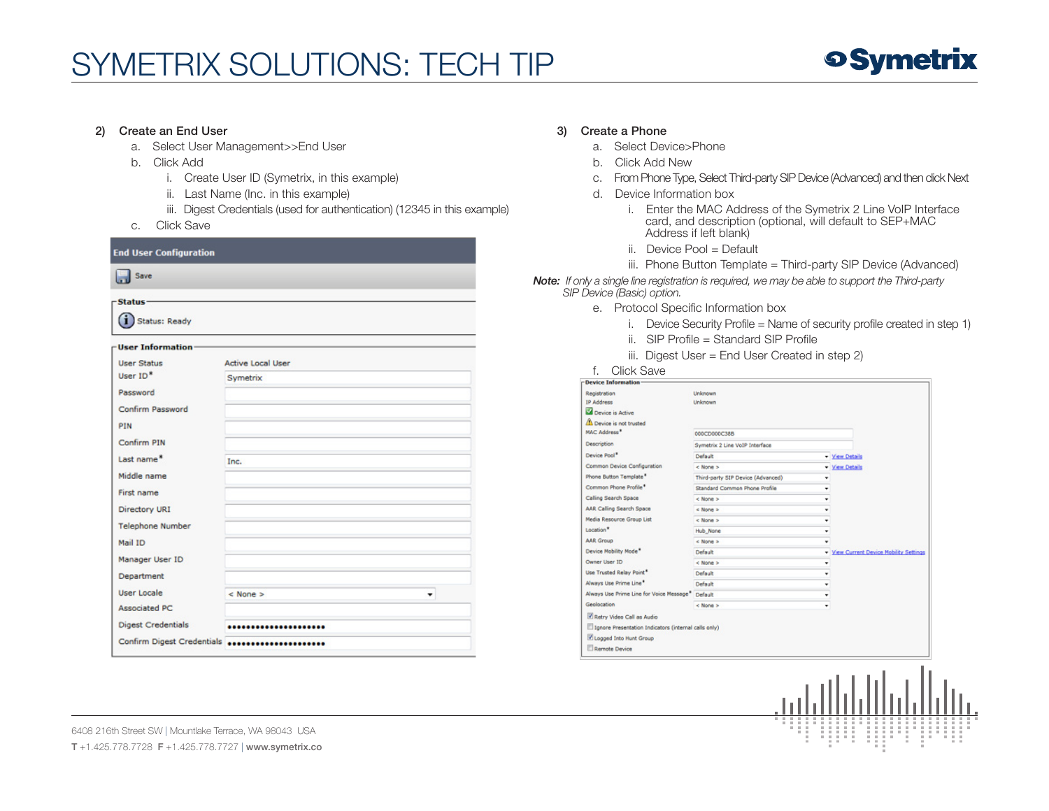## 2) Create an End User

a. Select User Management>>End User

b. Click Add

   i. Create User ID (Symetrix, in this example)

   ii. Last Name (Inc. in this example)

   iii. Digest Credentials (used for authentication) (12345 in this example)

c. Click Save

**End User Configuration**

Save

**Status**

Status: Ready

**User Information**

| | |
|---|---|
| User Status | Active Local User |
| User ID* | Symetrix |
| Password | |
| Confirm Password | |
| PIN | |
| Confirm PIN | |
| Last name* | Inc. |
| Middle name | |
| First name | |
| Directory URI | |
| Telephone Number | |
| Mail ID | |
| Manager User ID | |
| Department | |
| User Locale | < None > |
| Associated PC | |
| Digest Credentials | •••••••••••••••••••• |
| Confirm Digest Credentials | •••••••••••••••••••• |

## 3) Create a Phone

a. Select Device>Phone

b. Click Add New

c. From Phone Type, Select Third-party SIP Device (Advanced) and then click Next

d. Device Information box

   i. Enter the MAC Address of the Symetrix 2 Line VoIP Interface card, and description (optional, will default to SEP+MAC Address if left blank)

   ii. Device Pool = Default

   iii. Phone Button Template = Third-party SIP Device (Advanced)

***Note:*** *If only a single line registration is required, we may be able to support the Third-party SIP Device (Basic) option.*

e. Protocol Specific Information box

   i. Device Security Profile = Name of security profile created in step 1)

   ii. SIP Profile = Standard SIP Profile

   iii. Digest User = End User Created in step 2)

f. Click Save

**Device Information**

| | |
|---|---|
| Registration | Unknown |
| IP Address | Unknown |
| ☑ Device is Active | |
| ⚠ Device is not trusted | |
| MAC Address* | 000CD000C38B |
| Description | Symetrix 2 Line VoIP Interface |
| Device Pool* | Default — View Details |
| Common Device Configuration | < None > — View Details |
| Phone Button Template* | Third-party SIP Device (Advanced) |
| Common Phone Profile* | Standard Common Phone Profile |
| Calling Search Space | < None > |
| AAR Calling Search Space | < None > |
| Media Resource Group List | < None > |
| Location* | Hub_None |
| AAR Group | < None > |
| Device Mobility Mode* | Default — View Current Device Mobility Settings |
| Owner User ID | < None > |
| Use Trusted Relay Point* | Default |
| Always Use Prime Line* | Default |
| Always Use Prime Line for Voice Message* | Default |
| Geolocation | < None > |

☑ Retry Video Call as Audio

☐ Ignore Presentation Indicators (internal calls only)

☑ Logged Into Hunt Group

☐ Remote Device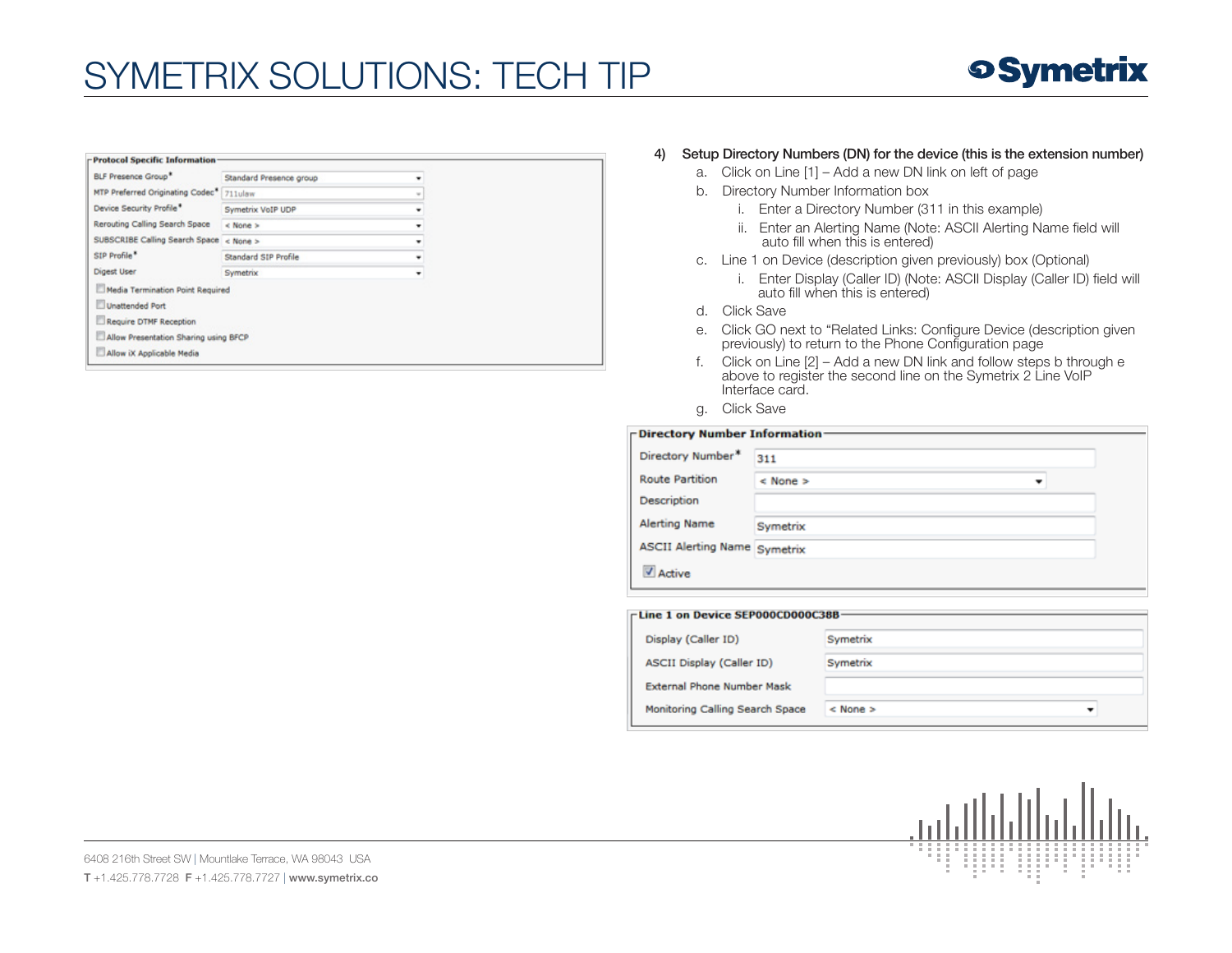**Protocol Specific Information**

| | |
|---|---|
| BLF Presence Group* | Standard Presence group |
| MTP Preferred Originating Codec* | 711ulaw |
| Device Security Profile* | Symetrix VoIP UDP |
| Rerouting Calling Search Space | < None > |
| SUBSCRIBE Calling Search Space | < None > |
| SIP Profile* | Standard SIP Profile |
| Digest User | Symetrix |

- ☐ Media Termination Point Required
- ☐ Unattended Port
- ☐ Require DTMF Reception
- ☐ Allow Presentation Sharing using BFCP
- ☐ Allow iX Applicable Media

4) Setup Directory Numbers (DN) for the device (this is the extension number)
   a. Click on Line [1] – Add a new DN link on left of page
   b. Directory Number Information box
      i. Enter a Directory Number (311 in this example)
      ii. Enter an Alerting Name (Note: ASCII Alerting Name field will auto fill when this is entered)
   c. Line 1 on Device (description given previously) box (Optional)
      i. Enter Display (Caller ID) (Note: ASCII Display (Caller ID) field will auto fill when this is entered)
   d. Click Save
   e. Click GO next to "Related Links: Configure Device (description given previously) to return to the Phone Configuration page
   f. Click on Line [2] – Add a new DN link and follow steps b through e above to register the second line on the Symetrix 2 Line VoIP Interface card.
   g. Click Save

**Directory Number Information**

| | |
|---|---|
| Directory Number* | 311 |
| Route Partition | < None > |
| Description | |
| Alerting Name | Symetrix |
| ASCII Alerting Name | Symetrix |

- ☑ Active

**Line 1 on Device SEP000CD000C38B**

| | |
|---|---|
| Display (Caller ID) | Symetrix |
| ASCII Display (Caller ID) | Symetrix |
| External Phone Number Mask | |
| Monitoring Calling Search Space | < None > |

6408 216th Street SW | Mountlake Terrace, WA 98043 USA
T +1.425.778.7728 F +1.425.778.7727 | www.symetrix.co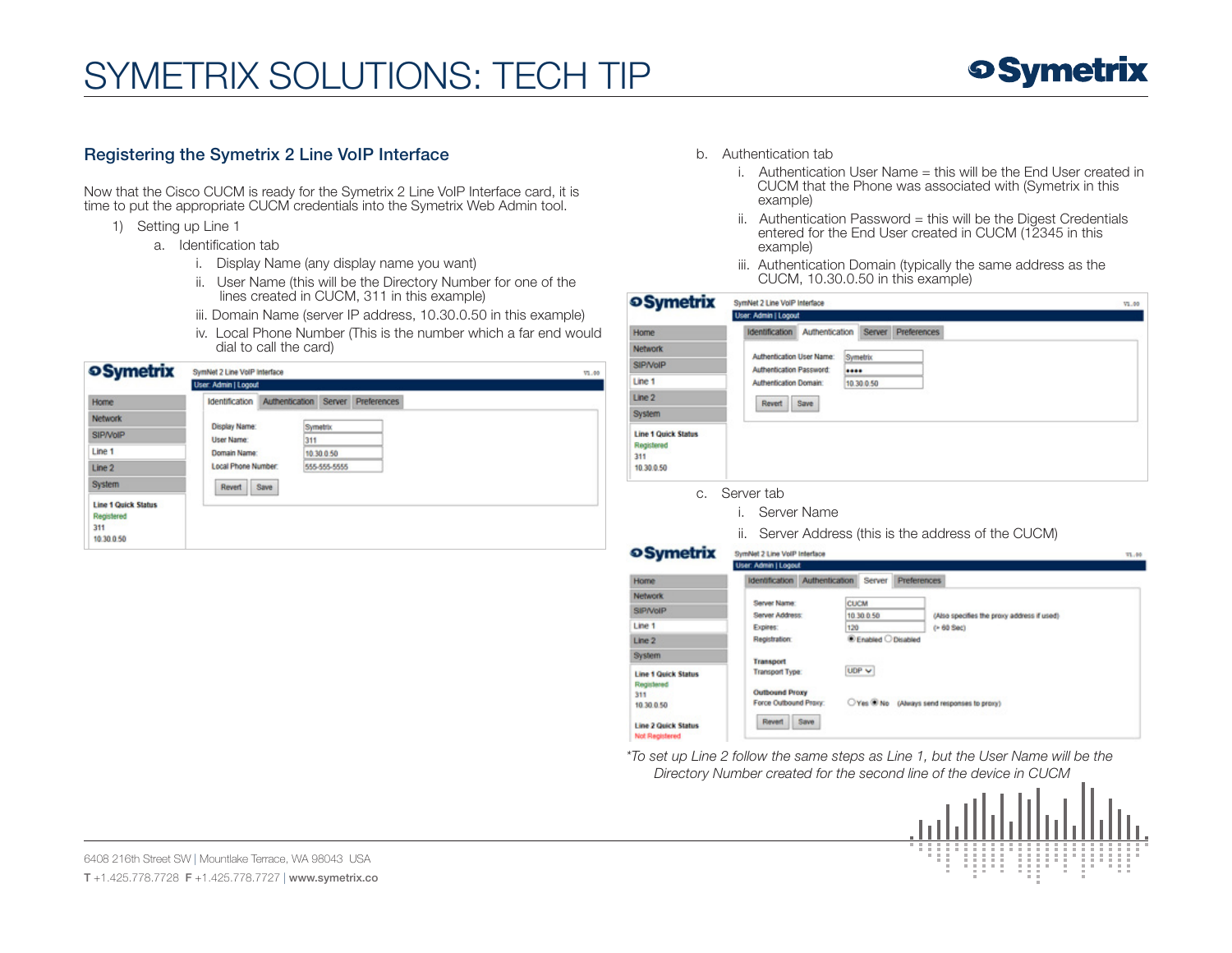## Registering the Symetrix 2 Line VoIP Interface

Now that the Cisco CUCM is ready for the Symetrix 2 Line VoIP Interface card, it is time to put the appropriate CUCM credentials into the Symetrix Web Admin tool.

1) Setting up Line 1
   a. Identification tab
      i. Display Name (any display name you want)
      ii. User Name (this will be the Directory Number for one of the lines created in CUCM, 311 in this example)
      iii. Domain Name (server IP address, 10.30.0.50 in this example)
      iv. Local Phone Number (This is the number which a far end would dial to call the card)

   b. Authentication tab
      i. Authentication User Name = this will be the End User created in CUCM that the Phone was associated with (Symetrix in this example)
      ii. Authentication Password = this will be the Digest Credentials entered for the End User created in CUCM (12345 in this example)
      iii. Authentication Domain (typically the same address as the CUCM, 10.30.0.50 in this example)

   c. Server tab
      i. Server Name
      ii. Server Address (this is the address of the CUCM)

*To set up Line 2 follow the same steps as Line 1, but the User Name will be the Directory Number created for the second line of the device in CUCM*

6408 216th Street SW | Mountlake Terrace, WA 98043 USA
**T** +1.425.778.7728 **F** +1.425.778.7727 | **www.symetrix.co**